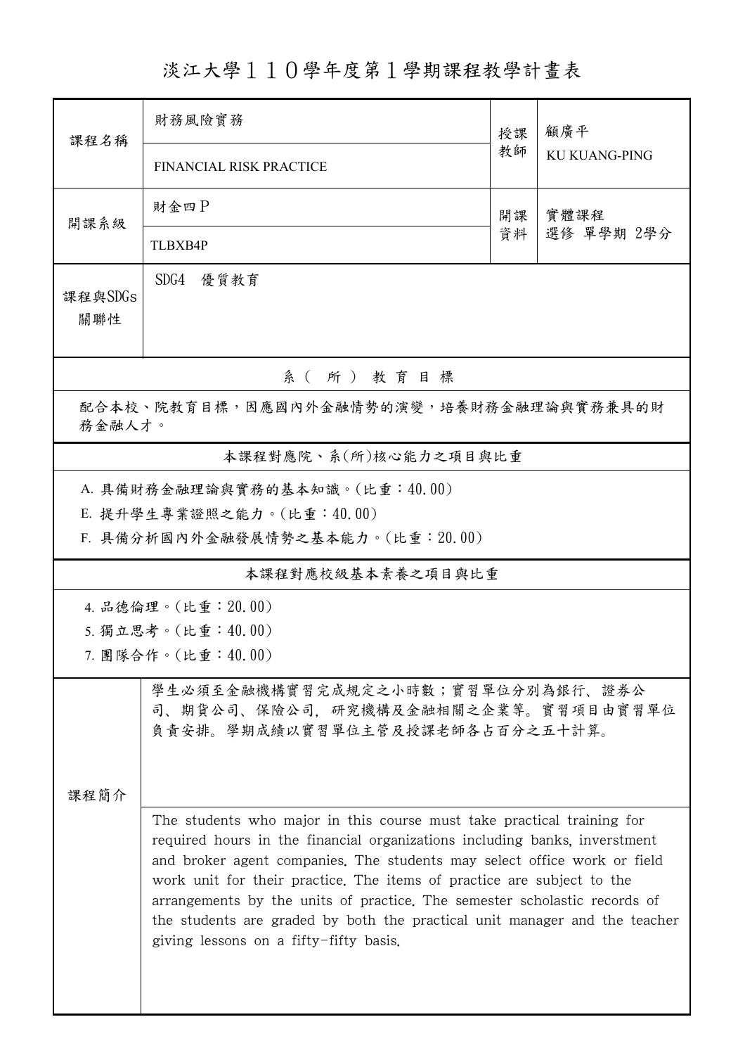# 淡江大學１１０學年度第１學期課程教學計畫表

| 課程名稱 | 財務風險實務 | 授課教師 | 顧廣平 |
|---|---|---|---|
| | FINANCIAL RISK PRACTICE | | KU KUANG-PING |
| 開課系級 | 財金四Ｐ | 開課資料 | 實體課程<br>選修 單學期 2學分 |
| | TLBXB4P | | |
| 課程與SDGs關聯性 | SDG4 優質教育 | | |

## 系（所）教育目標

配合本校、院教育目標，因應國內外金融情勢的演變，培養財務金融理論與實務兼具的財務金融人才。

## 本課程對應院、系(所)核心能力之項目與比重

A. 具備財務金融理論與實務的基本知識。(比重：40.00)

E. 提升學生專業證照之能力。(比重：40.00)

F. 具備分析國內外金融發展情勢之基本能力。(比重：20.00)

## 本課程對應校級基本素養之項目與比重

4. 品德倫理。(比重：20.00)

5. 獨立思考。(比重：40.00)

7. 團隊合作。(比重：40.00)

## 課程簡介

學生必須至金融機構實習完成規定之小時數；實習單位分別為銀行、證券公司、期貨公司、保險公司，研究機構及金融相關之企業等。實習項目由實習單位負責安排。學期成績以實習單位主管及授課老師各占百分之五十計算。

The students who major in this course must take practical training for required hours in the financial organizations including banks, inverstment and broker agent companies. The students may select office work or field work unit for their practice. The items of practice are subject to the arrangements by the units of practice. The semester scholastic records of the students are graded by both the practical unit manager and the teacher giving lessons on a fifty-fifty basis.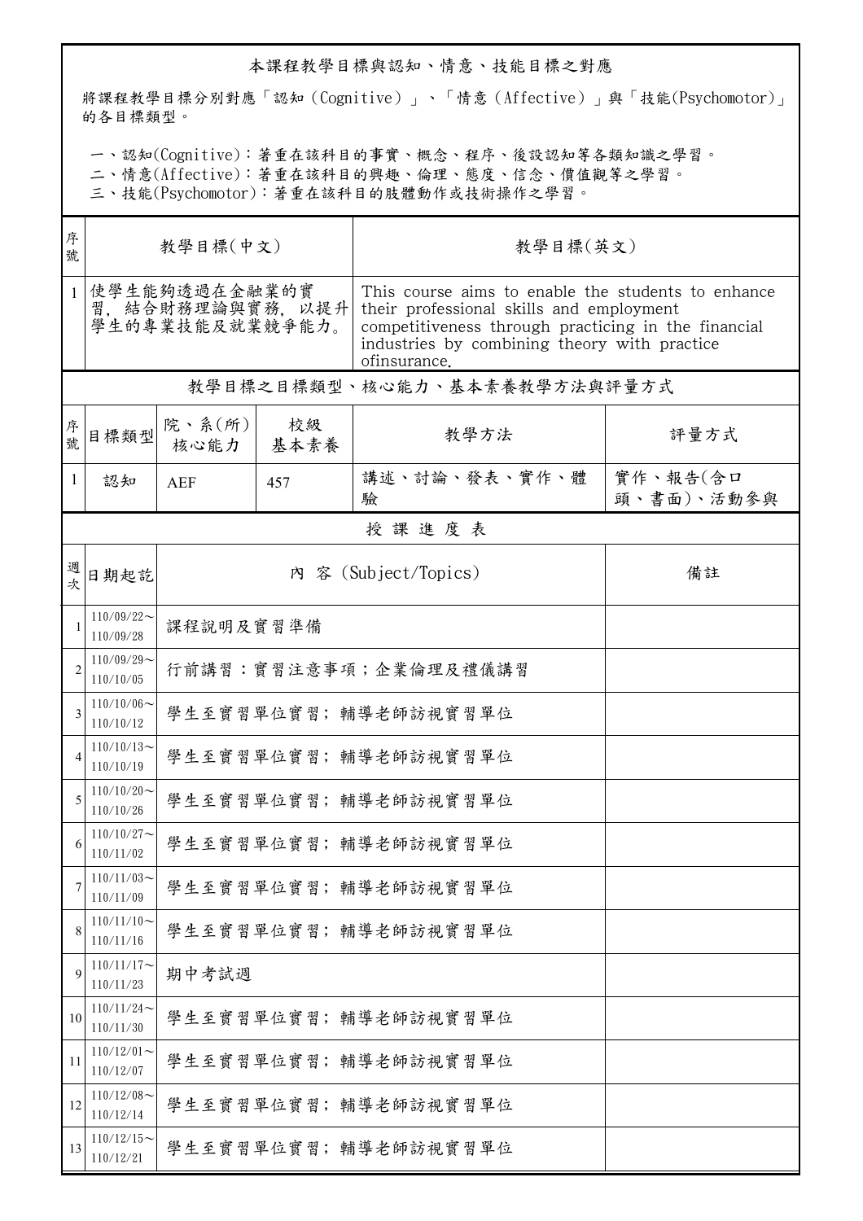## 本課程教學目標與認知、情意、技能目標之對應

將課程教學目標分別對應「認知（Cognitive）」、「情意（Affective）」與「技能(Psychomotor)」的各目標類型。

一、認知(Cognitive)：著重在該科目的事實、概念、程序、後設認知等各類知識之學習。
二、情意(Affective)：著重在該科目的興趣、倫理、態度、信念、價值觀等之學習。
三、技能(Psychomotor)：著重在該科目的肢體動作或技術操作之學習。

| 序號 | 教學目標(中文) | 教學目標(英文) |
|---|---|---|
| 1 | 使學生能夠透過在金融業的實習，結合財務理論與實務，以提升學生的專業技能及就業競爭能力。 | This course aims to enable the students to enhance their professional skills and employment competitiveness through practicing in the financial industries by combining theory with practice ofinsurance. |

## 教學目標之目標類型、核心能力、基本素養教學方法與評量方式

| 序號 | 目標類型 | 院、系(所)核心能力 | 校級基本素養 | 教學方法 | 評量方式 |
|---|---|---|---|---|---|
| 1 | 認知 | AEF | 457 | 講述、討論、發表、實作、體驗 | 實作、報告(含口頭、書面)、活動參與 |

## 授 課 進 度 表

| 週次 | 日期起訖 | 內 容 (Subject/Topics) | 備註 |
|---|---|---|---|
| 1 | 110/09/22～110/09/28 | 課程說明及實習準備 | |
| 2 | 110/09/29～110/10/05 | 行前講習：實習注意事項；企業倫理及禮儀講習 | |
| 3 | 110/10/06～110/10/12 | 學生至實習單位實習；輔導老師訪視實習單位 | |
| 4 | 110/10/13～110/10/19 | 學生至實習單位實習；輔導老師訪視實習單位 | |
| 5 | 110/10/20～110/10/26 | 學生至實習單位實習；輔導老師訪視實習單位 | |
| 6 | 110/10/27～110/11/02 | 學生至實習單位實習；輔導老師訪視實習單位 | |
| 7 | 110/11/03～110/11/09 | 學生至實習單位實習；輔導老師訪視實習單位 | |
| 8 | 110/11/10～110/11/16 | 學生至實習單位實習；輔導老師訪視實習單位 | |
| 9 | 110/11/17～110/11/23 | 期中考試週 | |
| 10 | 110/11/24～110/11/30 | 學生至實習單位實習；輔導老師訪視實習單位 | |
| 11 | 110/12/01～110/12/07 | 學生至實習單位實習；輔導老師訪視實習單位 | |
| 12 | 110/12/08～110/12/14 | 學生至實習單位實習；輔導老師訪視實習單位 | |
| 13 | 110/12/15～110/12/21 | 學生至實習單位實習；輔導老師訪視實習單位 | |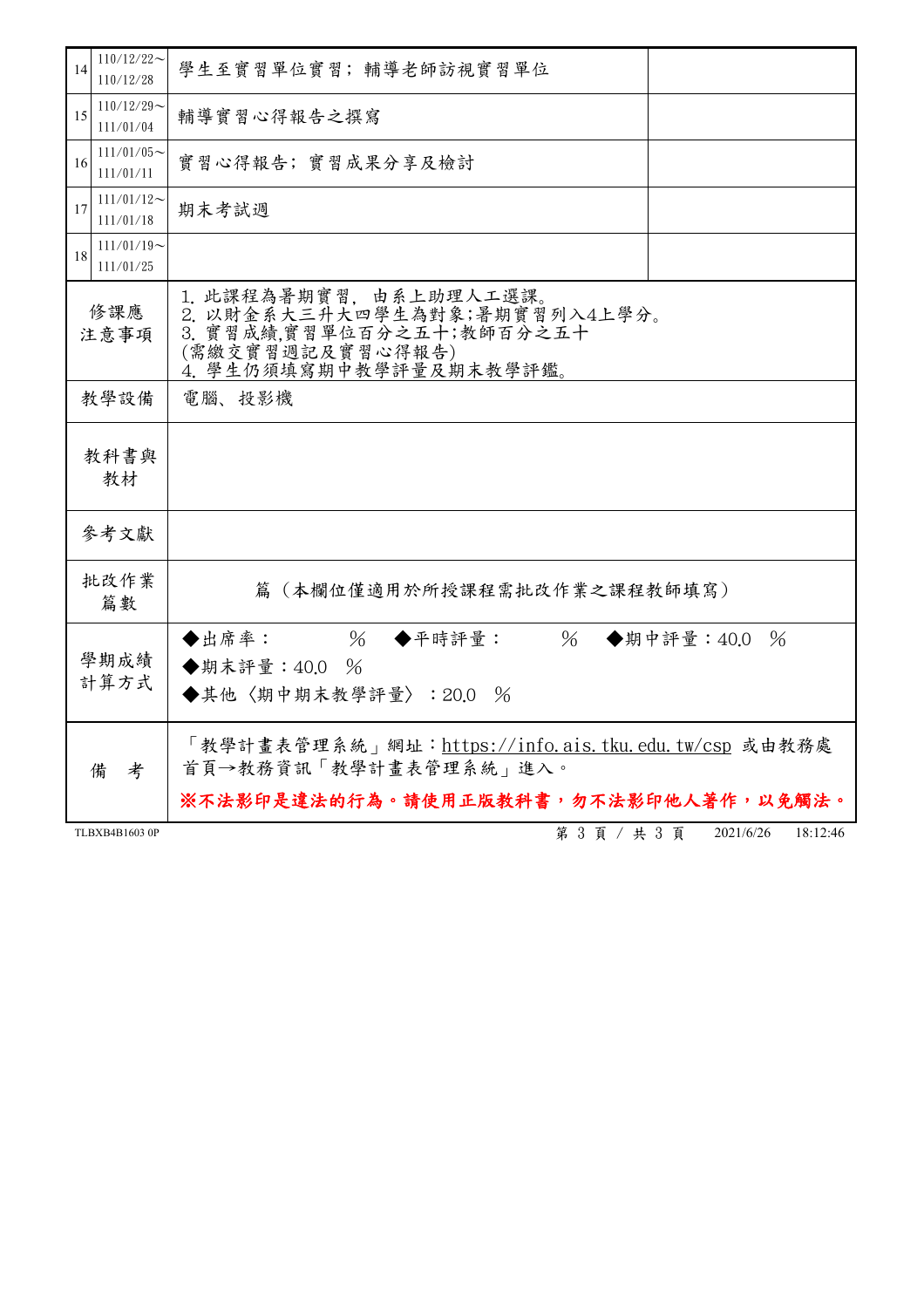| | | | |
|---|---|---|---|
| 14 | 110/12/22～<br>110/12/28 | 學生至實習單位實習；輔導老師訪視實習單位 | |
| 15 | 110/12/29～<br>111/01/04 | 輔導實習心得報告之撰寫 | |
| 16 | 111/01/05～<br>111/01/11 | 實習心得報告；實習成果分享及檢討 | |
| 17 | 111/01/12～<br>111/01/18 | 期末考試週 | |
| 18 | 111/01/19～<br>111/01/25 | | |

| | |
|---|---|
| 修課應注意事項 | 1. 此課程為暑期實習，由系上助理人工選課。<br>2. 以財金系大三升大四學生為對象;暑期實習列入4上學分。<br>3. 實習成績,實習單位百分之五十;教師百分之五十<br>(需繳交實習週記及實習心得報告)<br>4. 學生仍須填寫期中教學評量及期末教學評鑑。 |
| 教學設備 | 電腦、投影機 |
| 教科書與教材 | |
| 參考文獻 | |
| 批改作業篇數 | 篇（本欄位僅適用於所授課程需批改作業之課程教師填寫） |
| 學期成績計算方式 | ◆出席率：　　％　◆平時評量：　　％　◆期中評量：40.0　％<br>◆期末評量：40.0　％<br>◆其他〈期中期末教學評量〉：20.0　％ |
| 備　考 | 「教學計畫表管理系統」網址：https://info.ais.tku.edu.tw/csp 或由教務處首頁→教務資訊「教學計畫表管理系統」進入。<br>**※不法影印是違法的行為。請使用正版教科書，勿不法影印他人著作，以免觸法。** |

TLBXB4B1603 0P　　2021/6/26　18:12:46